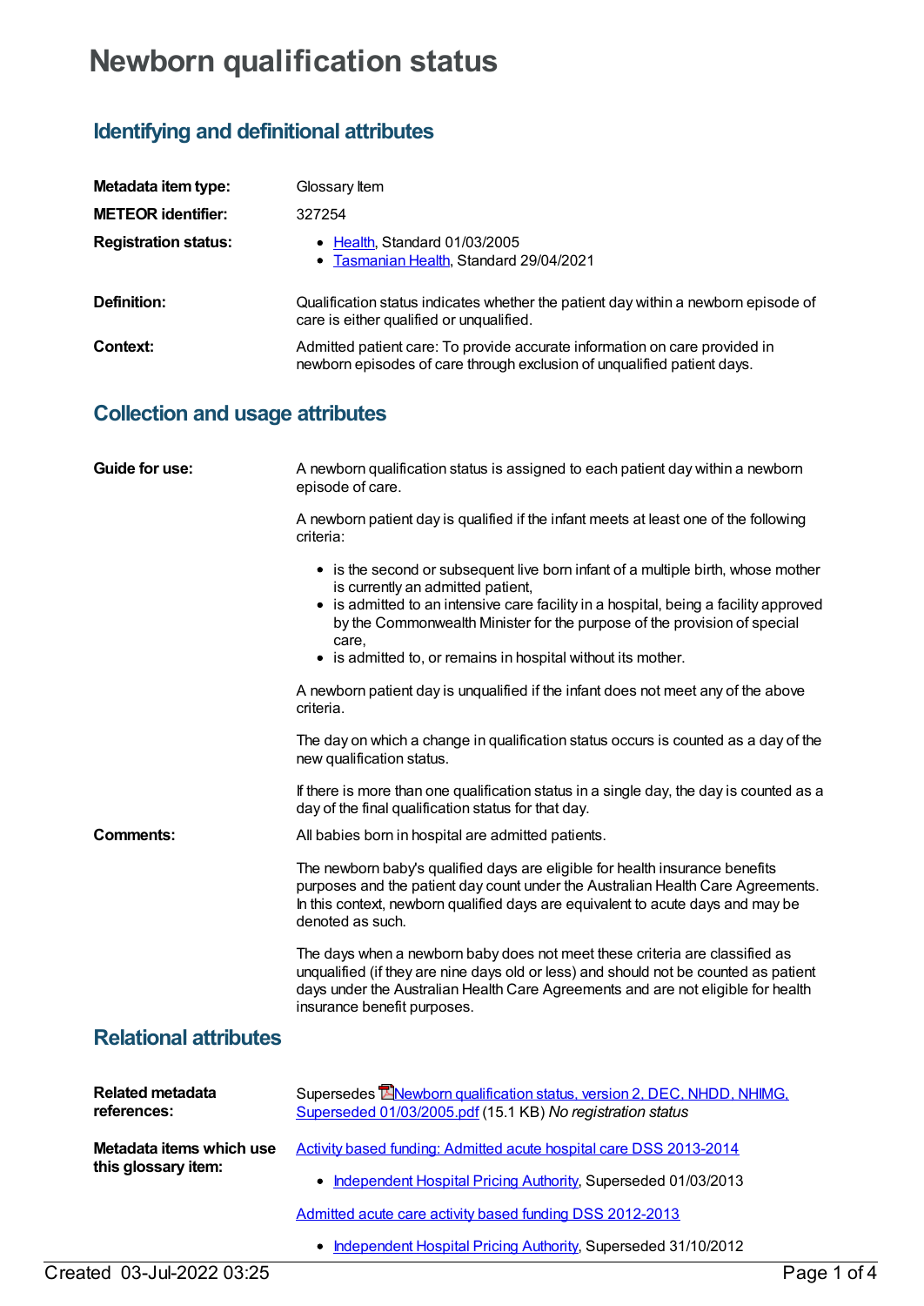# Newborn qualification status

## Identifying and definitional attributes

**Metadata item type:** Glossary Item

**METEOR identifier:** 327254

**Registration status:**

- Health, Standard 01/03/2005
- Tasmanian Health, Standard 29/04/2021

**Definition:** Qualification status indicates whether the patient day within a newborn episode of care is either qualified or unqualified.

**Context:** Admitted patient care: To provide accurate information on care provided in newborn episodes of care through exclusion of unqualified patient days.

## Collection and usage attributes

**Guide for use:** A newborn qualification status is assigned to each patient day within a newborn episode of care.

A newborn patient day is qualified if the infant meets at least one of the following criteria:

- is the second or subsequent live born infant of a multiple birth, whose mother is currently an admitted patient,
- is admitted to an intensive care facility in a hospital, being a facility approved by the Commonwealth Minister for the purpose of the provision of special care,
- is admitted to, or remains in hospital without its mother.

A newborn patient day is unqualified if the infant does not meet any of the above criteria.

The day on which a change in qualification status occurs is counted as a day of the new qualification status.

If there is more than one qualification status in a single day, the day is counted as a day of the final qualification status for that day.

**Comments:** All babies born in hospital are admitted patients.

The newborn baby's qualified days are eligible for health insurance benefits purposes and the patient day count under the Australian Health Care Agreements. In this context, newborn qualified days are equivalent to acute days and may be denoted as such.

The days when a newborn baby does not meet these criteria are classified as unqualified (if they are nine days old or less) and should not be counted as patient days under the Australian Health Care Agreements and are not eligible for health insurance benefit purposes.

## Relational attributes

**Related metadata references:** Supersedes Newborn qualification status, version 2, DEC, NHDD, NHIMG, Superseded 01/03/2005.pdf (15.1 KB) *No registration status*

**Metadata items which use this glossary item:**

Activity based funding: Admitted acute hospital care DSS 2013-2014

- Independent Hospital Pricing Authority, Superseded 01/03/2013

Admitted acute care activity based funding DSS 2012-2013

- Independent Hospital Pricing Authority, Superseded 31/10/2012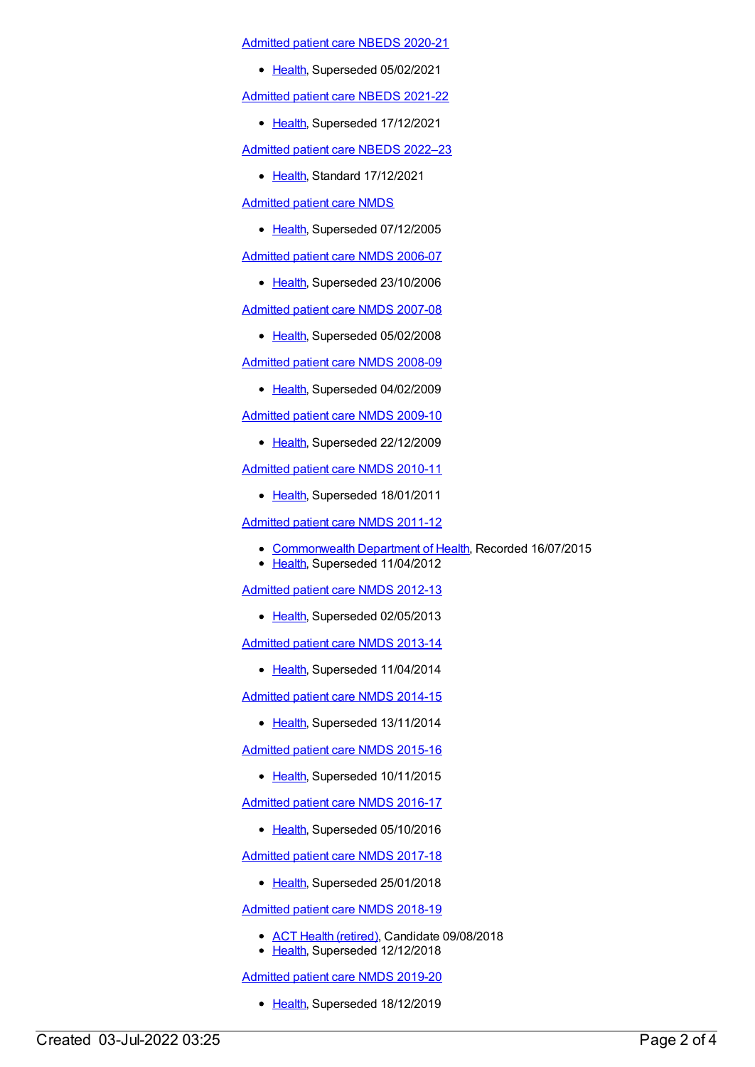Admitted patient care NBEDS 2020-21

- Health, Superseded 05/02/2021

Admitted patient care NBEDS 2021-22

- Health, Superseded 17/12/2021

Admitted patient care NBEDS 2022–23

- Health, Standard 17/12/2021

Admitted patient care NMDS

- Health, Superseded 07/12/2005

Admitted patient care NMDS 2006-07

- Health, Superseded 23/10/2006

Admitted patient care NMDS 2007-08

- Health, Superseded 05/02/2008

Admitted patient care NMDS 2008-09

- Health, Superseded 04/02/2009

Admitted patient care NMDS 2009-10

- Health, Superseded 22/12/2009

Admitted patient care NMDS 2010-11

- Health, Superseded 18/01/2011

Admitted patient care NMDS 2011-12

- Commonwealth Department of Health, Recorded 16/07/2015
- Health, Superseded 11/04/2012

Admitted patient care NMDS 2012-13

- Health, Superseded 02/05/2013

Admitted patient care NMDS 2013-14

- Health, Superseded 11/04/2014

Admitted patient care NMDS 2014-15

- Health, Superseded 13/11/2014

Admitted patient care NMDS 2015-16

- Health, Superseded 10/11/2015

Admitted patient care NMDS 2016-17

- Health, Superseded 05/10/2016

Admitted patient care NMDS 2017-18

- Health, Superseded 25/01/2018

Admitted patient care NMDS 2018-19

- ACT Health (retired), Candidate 09/08/2018
- Health, Superseded 12/12/2018

Admitted patient care NMDS 2019-20

- Health, Superseded 18/12/2019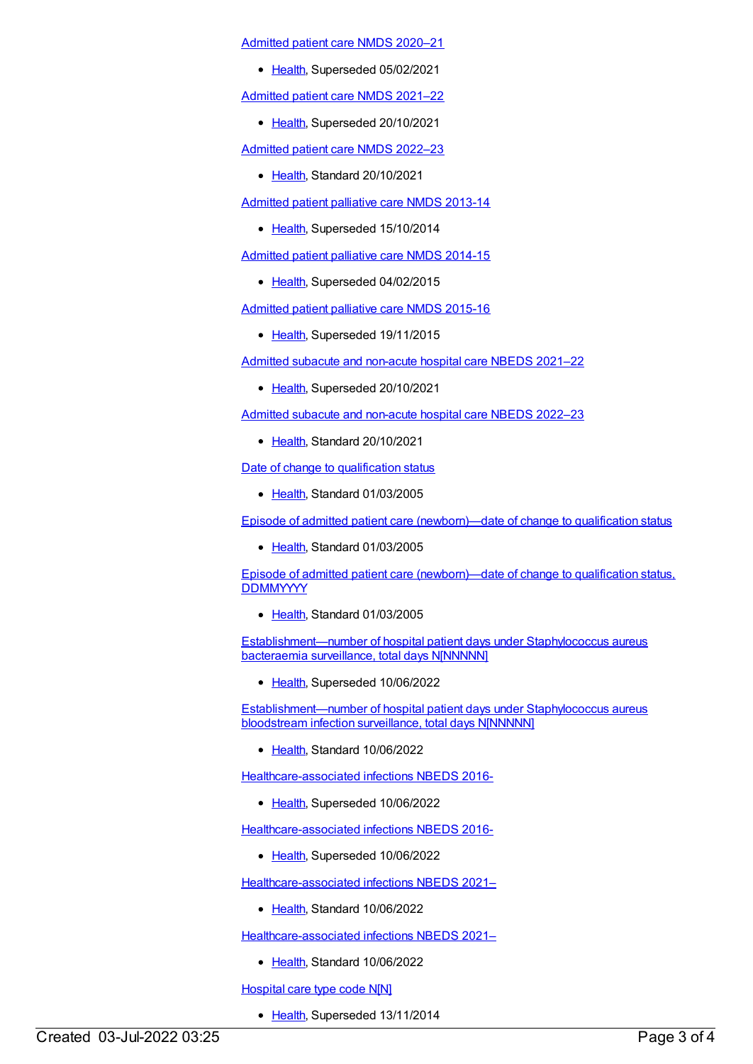Admitted patient care NMDS 2020–21

- Health, Superseded 05/02/2021

Admitted patient care NMDS 2021–22

- Health, Superseded 20/10/2021

Admitted patient care NMDS 2022–23

- Health, Standard 20/10/2021

Admitted patient palliative care NMDS 2013-14

- Health, Superseded 15/10/2014

Admitted patient palliative care NMDS 2014-15

- Health, Superseded 04/02/2015

Admitted patient palliative care NMDS 2015-16

- Health, Superseded 19/11/2015

Admitted subacute and non-acute hospital care NBEDS 2021–22

- Health, Superseded 20/10/2021

Admitted subacute and non-acute hospital care NBEDS 2022–23

- Health, Standard 20/10/2021

Date of change to qualification status

- Health, Standard 01/03/2005

Episode of admitted patient care (newborn)—date of change to qualification status

- Health, Standard 01/03/2005

Episode of admitted patient care (newborn)—date of change to qualification status, DDMMYYYY

- Health, Standard 01/03/2005

Establishment—number of hospital patient days under Staphylococcus aureus bacteraemia surveillance, total days N[NNNNN]

- Health, Superseded 10/06/2022

Establishment—number of hospital patient days under Staphylococcus aureus bloodstream infection surveillance, total days N[NNNNN]

- Health, Standard 10/06/2022

Healthcare-associated infections NBEDS 2016-

- Health, Superseded 10/06/2022

Healthcare-associated infections NBEDS 2016-

- Health, Superseded 10/06/2022

Healthcare-associated infections NBEDS 2021–

- Health, Standard 10/06/2022

Healthcare-associated infections NBEDS 2021–

- Health, Standard 10/06/2022

Hospital care type code N[N]

- Health, Superseded 13/11/2014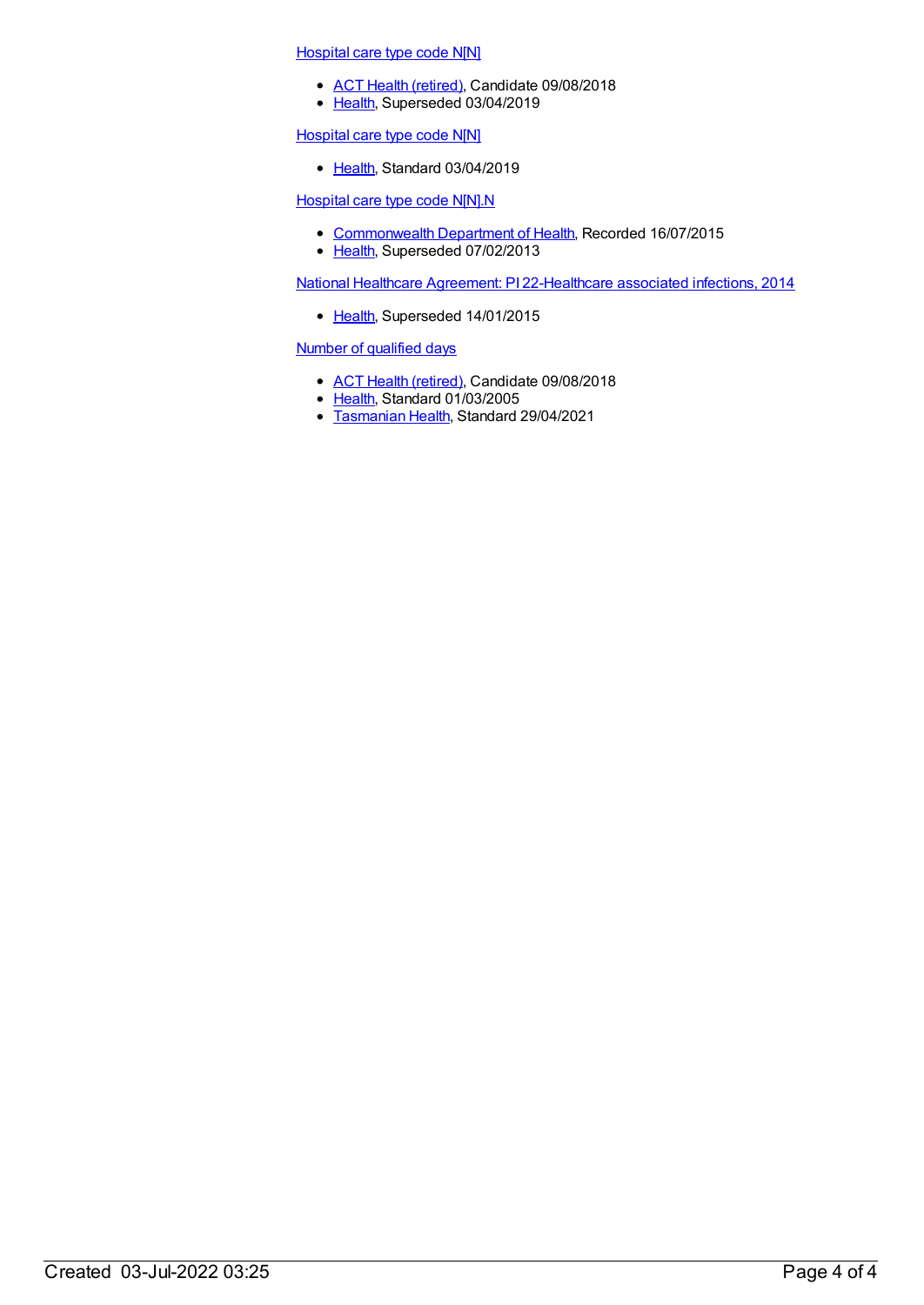Hospital care type code N[N]

- ACT Health (retired), Candidate 09/08/2018
- Health, Superseded 03/04/2019

Hospital care type code N[N]

- Health, Standard 03/04/2019

Hospital care type code N[N].N

- Commonwealth Department of Health, Recorded 16/07/2015
- Health, Superseded 07/02/2013

National Healthcare Agreement: PI 22-Healthcare associated infections, 2014

- Health, Superseded 14/01/2015

Number of qualified days

- ACT Health (retired), Candidate 09/08/2018
- Health, Standard 01/03/2005
- Tasmanian Health, Standard 29/04/2021